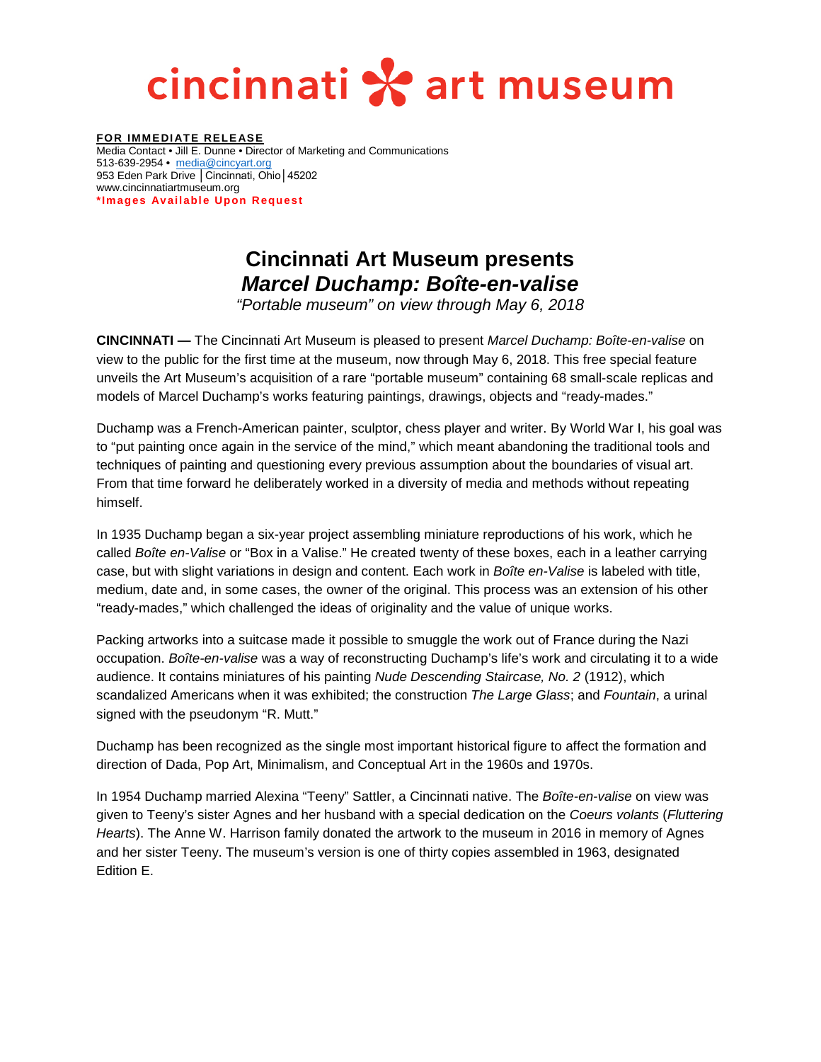cincinnati art museum

**FOR IMMEDIATE RELEASE**
Media Contact • Jill E. Dunne • Director of Marketing and Communications
513-639-2954 • media@cincyart.org
953 Eden Park Drive │Cincinnati, Ohio│45202
www.cincinnatiartmuseum.org
**\*Images Available Upon Request**

# Cincinnati Art Museum presents *Marcel Duchamp: Boîte-en-valise*

*"Portable museum" on view through May 6, 2018*

**CINCINNATI —** The Cincinnati Art Museum is pleased to present *Marcel Duchamp: Boîte-en-valise* on view to the public for the first time at the museum, now through May 6, 2018. This free special feature unveils the Art Museum's acquisition of a rare "portable museum" containing 68 small-scale replicas and models of Marcel Duchamp's works featuring paintings, drawings, objects and "ready-mades."

Duchamp was a French-American painter, sculptor, chess player and writer. By World War I, his goal was to "put painting once again in the service of the mind," which meant abandoning the traditional tools and techniques of painting and questioning every previous assumption about the boundaries of visual art. From that time forward he deliberately worked in a diversity of media and methods without repeating himself.

In 1935 Duchamp began a six-year project assembling miniature reproductions of his work, which he called *Boîte en-Valise* or "Box in a Valise." He created twenty of these boxes, each in a leather carrying case, but with slight variations in design and content. Each work in *Boîte en-Valise* is labeled with title, medium, date and, in some cases, the owner of the original. This process was an extension of his other "ready-mades," which challenged the ideas of originality and the value of unique works.

Packing artworks into a suitcase made it possible to smuggle the work out of France during the Nazi occupation. *Boîte-en-valise* was a way of reconstructing Duchamp's life's work and circulating it to a wide audience. It contains miniatures of his painting *Nude Descending Staircase, No. 2* (1912), which scandalized Americans when it was exhibited; the construction *The Large Glass*; and *Fountain*, a urinal signed with the pseudonym "R. Mutt."

Duchamp has been recognized as the single most important historical figure to affect the formation and direction of Dada, Pop Art, Minimalism, and Conceptual Art in the 1960s and 1970s.

In 1954 Duchamp married Alexina "Teeny" Sattler, a Cincinnati native. The *Boîte-en-valise* on view was given to Teeny's sister Agnes and her husband with a special dedication on the *Coeurs volants* (*Fluttering Hearts*). The Anne W. Harrison family donated the artwork to the museum in 2016 in memory of Agnes and her sister Teeny. The museum's version is one of thirty copies assembled in 1963, designated Edition E.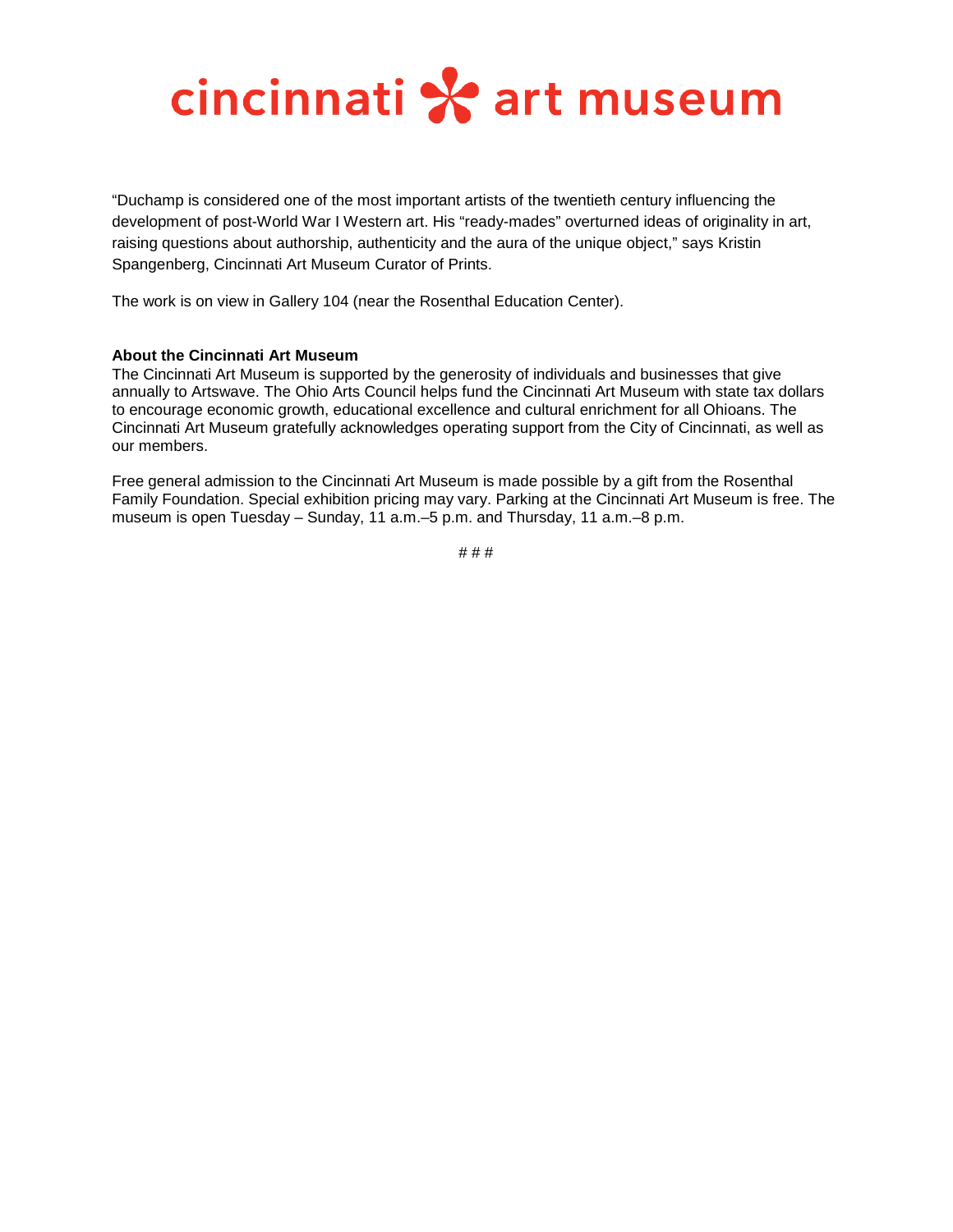"Duchamp is considered one of the most important artists of the twentieth century influencing the development of post-World War I Western art. His "ready-mades" overturned ideas of originality in art, raising questions about authorship, authenticity and the aura of the unique object," says Kristin Spangenberg, Cincinnati Art Museum Curator of Prints.

The work is on view in Gallery 104 (near the Rosenthal Education Center).

**About the Cincinnati Art Museum**
The Cincinnati Art Museum is supported by the generosity of individuals and businesses that give annually to Artswave. The Ohio Arts Council helps fund the Cincinnati Art Museum with state tax dollars to encourage economic growth, educational excellence and cultural enrichment for all Ohioans. The Cincinnati Art Museum gratefully acknowledges operating support from the City of Cincinnati, as well as our members.

Free general admission to the Cincinnati Art Museum is made possible by a gift from the Rosenthal Family Foundation. Special exhibition pricing may vary. Parking at the Cincinnati Art Museum is free. The museum is open Tuesday – Sunday, 11 a.m.–5 p.m. and Thursday, 11 a.m.–8 p.m.

# # #